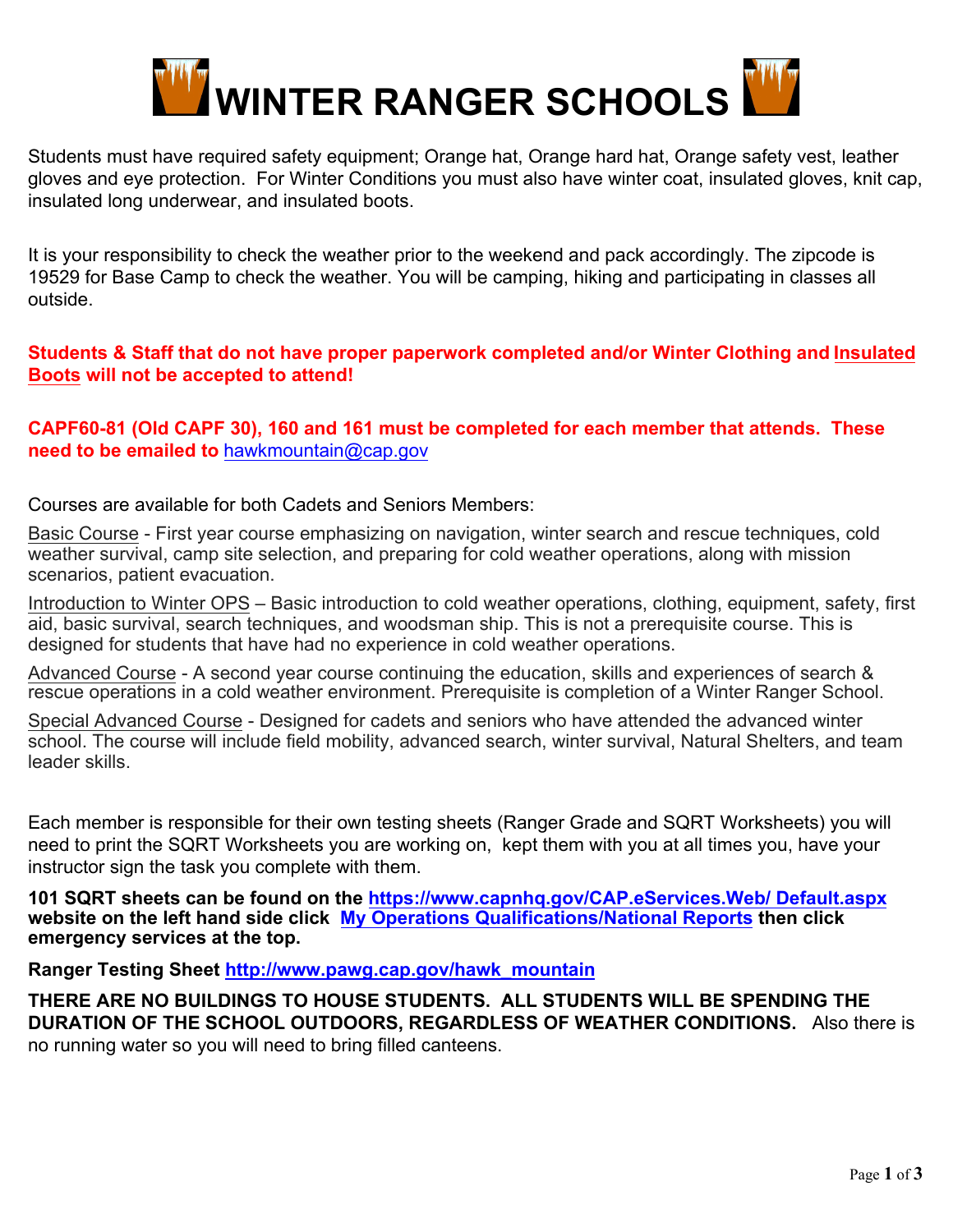# WINTER RANGER SCHOOLS

Students must have required safety equipment; Orange hat, Orange hard hat, Orange safety vest, leather gloves and eye protection. For Winter Conditions you must also have winter coat, insulated gloves, knit cap, insulated long underwear, and insulated boots.

It is your responsibility to check the weather prior to the weekend and pack accordingly. The zipcode is 19529 for Base Camp to check the weather. You will be camping, hiking and participating in classes all outside.

**Students & Staff that do not have proper paperwork completed and/or Winter Clothing and Insulated Boots will not be accepted to attend!**

**CAPF60-81 (Old CAPF 30), 160 and 161 must be completed for each member that attends. These need to be emailed to** hawkmountain@cap.gov

Courses are available for both Cadets and Seniors Members:

Basic Course - First year course emphasizing on navigation, winter search and rescue techniques, cold weather survival, camp site selection, and preparing for cold weather operations, along with mission scenarios, patient evacuation.

Introduction to Winter OPS – Basic introduction to cold weather operations, clothing, equipment, safety, first aid, basic survival, search techniques, and woodsman ship. This is not a prerequisite course. This is designed for students that have had no experience in cold weather operations.

Advanced Course - A second year course continuing the education, skills and experiences of search & rescue operations in a cold weather environment. Prerequisite is completion of a Winter Ranger School.

Special Advanced Course - Designed for cadets and seniors who have attended the advanced winter school. The course will include field mobility, advanced search, winter survival, Natural Shelters, and team leader skills.

Each member is responsible for their own testing sheets (Ranger Grade and SQRT Worksheets) you will need to print the SQRT Worksheets you are working on, kept them with you at all times you, have your instructor sign the task you complete with them.

**101 SQRT sheets can be found on the https://www.capnhq.gov/CAP.eServices.Web/ Default.aspx website on the left hand side click My Operations Qualifications/National Reports then click emergency services at the top.**

**Ranger Testing Sheet http://www.pawg.cap.gov/hawk_mountain**

**THERE ARE NO BUILDINGS TO HOUSE STUDENTS. ALL STUDENTS WILL BE SPENDING THE DURATION OF THE SCHOOL OUTDOORS, REGARDLESS OF WEATHER CONDITIONS.** Also there is no running water so you will need to bring filled canteens.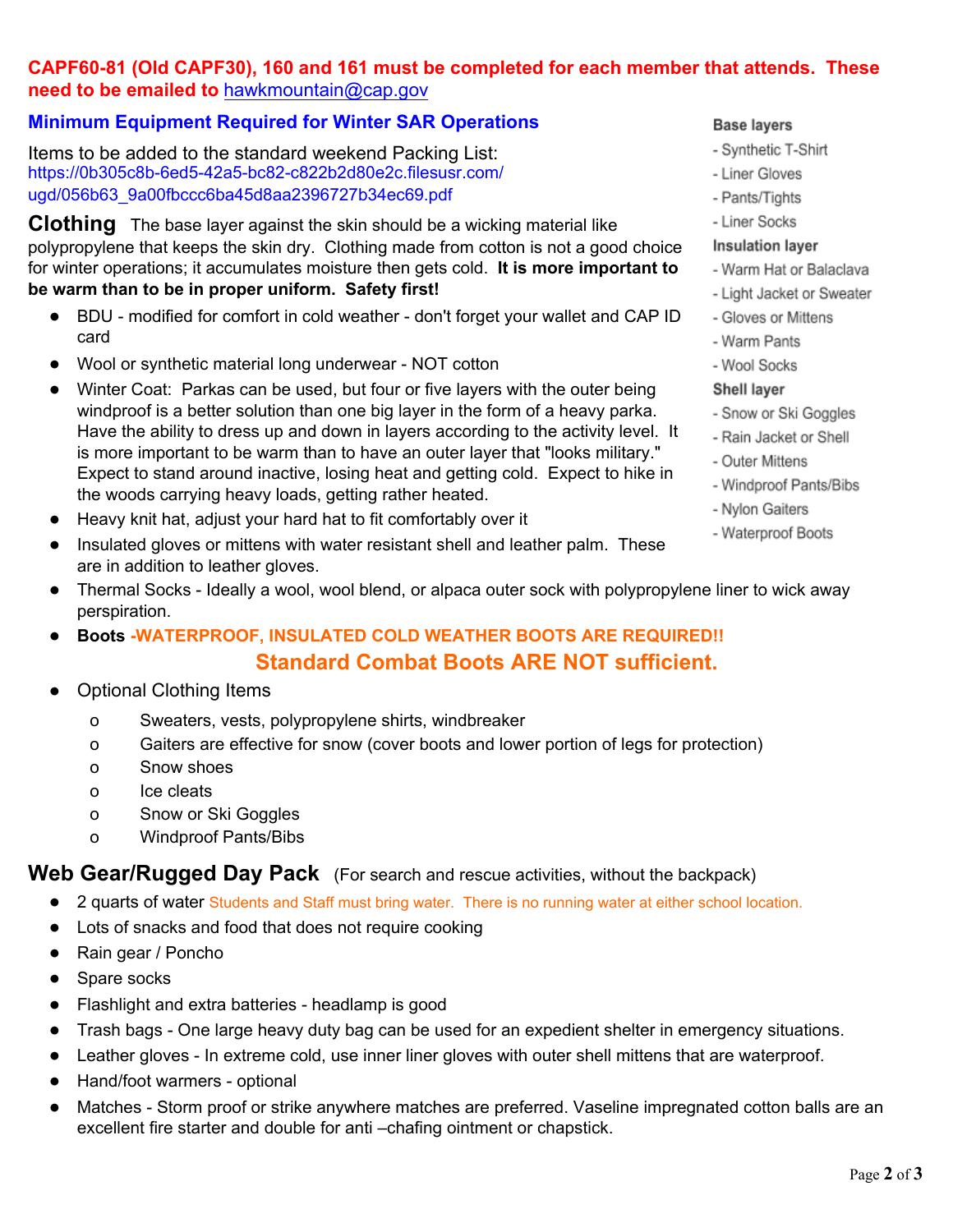**CAPF60-81 (Old CAPF30), 160 and 161 must be completed for each member that attends. These need to be emailed to hawkmountain@cap.gov**

## Minimum Equipment Required for Winter SAR Operations

Items to be added to the standard weekend Packing List:
https://0b305c8b-6ed5-42a5-bc82-c822b2d80e2c.filesusr.com/ugd/056b63_9a00fbccc6ba45d8aa2396727b34ec69.pdf

**Base layers**
- Synthetic T-Shirt
- Liner Gloves
- Pants/Tights
- Liner Socks

**Insulation layer**
- Warm Hat or Balaclava
- Light Jacket or Sweater
- Gloves or Mittens
- Warm Pants
- Wool Socks

**Shell layer**
- Snow or Ski Goggles
- Rain Jacket or Shell
- Outer Mittens
- Windproof Pants/Bibs
- Nylon Gaiters
- Waterproof Boots

## Clothing

The base layer against the skin should be a wicking material like polypropylene that keeps the skin dry. Clothing made from cotton is not a good choice for winter operations; it accumulates moisture then gets cold. **It is more important to be warm than to be in proper uniform. Safety first!**

- BDU - modified for comfort in cold weather - don't forget your wallet and CAP ID card
- Wool or synthetic material long underwear - NOT cotton
- Winter Coat: Parkas can be used, but four or five layers with the outer being windproof is a better solution than one big layer in the form of a heavy parka. Have the ability to dress up and down in layers according to the activity level. It is more important to be warm than to have an outer layer that "looks military." Expect to stand around inactive, losing heat and getting cold. Expect to hike in the woods carrying heavy loads, getting rather heated.
- Heavy knit hat, adjust your hard hat to fit comfortably over it
- Insulated gloves or mittens with water resistant shell and leather palm. These are in addition to leather gloves.
- Thermal Socks - Ideally a wool, wool blend, or alpaca outer sock with polypropylene liner to wick away perspiration.
- **Boots -WATERPROOF, INSULATED COLD WEATHER BOOTS ARE REQUIRED!!**

  **Standard Combat Boots ARE NOT sufficient.**
- Optional Clothing Items
  - Sweaters, vests, polypropylene shirts, windbreaker
  - Gaiters are effective for snow (cover boots and lower portion of legs for protection)
  - Snow shoes
  - Ice cleats
  - Snow or Ski Goggles
  - Windproof Pants/Bibs

## Web Gear/Rugged Day Pack

(For search and rescue activities, without the backpack)

- 2 quarts of water Students and Staff must bring water. There is no running water at either school location.
- Lots of snacks and food that does not require cooking
- Rain gear / Poncho
- Spare socks
- Flashlight and extra batteries - headlamp is good
- Trash bags - One large heavy duty bag can be used for an expedient shelter in emergency situations.
- Leather gloves - In extreme cold, use inner liner gloves with outer shell mittens that are waterproof.
- Hand/foot warmers - optional
- Matches - Storm proof or strike anywhere matches are preferred. Vaseline impregnated cotton balls are an excellent fire starter and double for anti –chafing ointment or chapstick.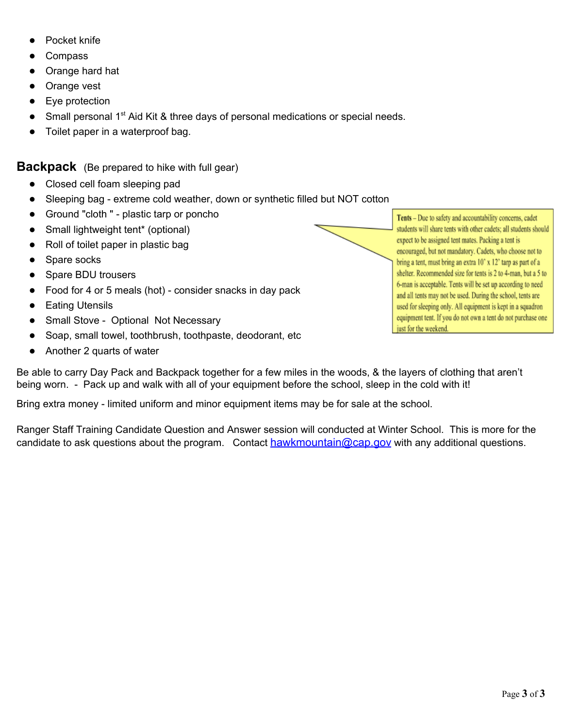- Pocket knife
- Compass
- Orange hard hat
- Orange vest
- Eye protection
- Small personal 1st Aid Kit & three days of personal medications or special needs.
- Toilet paper in a waterproof bag.

## Backpack (Be prepared to hike with full gear)

- Closed cell foam sleeping pad
- Sleeping bag - extreme cold weather, down or synthetic filled but NOT cotton
- Ground "cloth " - plastic tarp or poncho
- Small lightweight tent* (optional)
- Roll of toilet paper in plastic bag
- Spare socks
- Spare BDU trousers
- Food for 4 or 5 meals (hot) - consider snacks in day pack
- Eating Utensils
- Small Stove - Optional Not Necessary
- Soap, small towel, toothbrush, toothpaste, deodorant, etc
- Another 2 quarts of water

**Tents** – Due to safety and accountability concerns, cadet students will share tents with other cadets; all students should expect to be assigned tent mates. Packing a tent is encouraged, but not mandatory. Cadets, who choose not to bring a tent, must bring an extra 10' x 12' tarp as part of a shelter. Recommended size for tents is 2 to 4-man, but a 5 to 6-man is acceptable. Tents will be set up according to need and all tents may not be used. During the school, tents are used for sleeping only. All equipment is kept in a squadron equipment tent. If you do not own a tent do not purchase one just for the weekend.

Be able to carry Day Pack and Backpack together for a few miles in the woods, & the layers of clothing that aren't being worn. - Pack up and walk with all of your equipment before the school, sleep in the cold with it!

Bring extra money - limited uniform and minor equipment items may be for sale at the school.

Ranger Staff Training Candidate Question and Answer session will conducted at Winter School. This is more for the candidate to ask questions about the program. Contact hawkmountain@cap.gov with any additional questions.